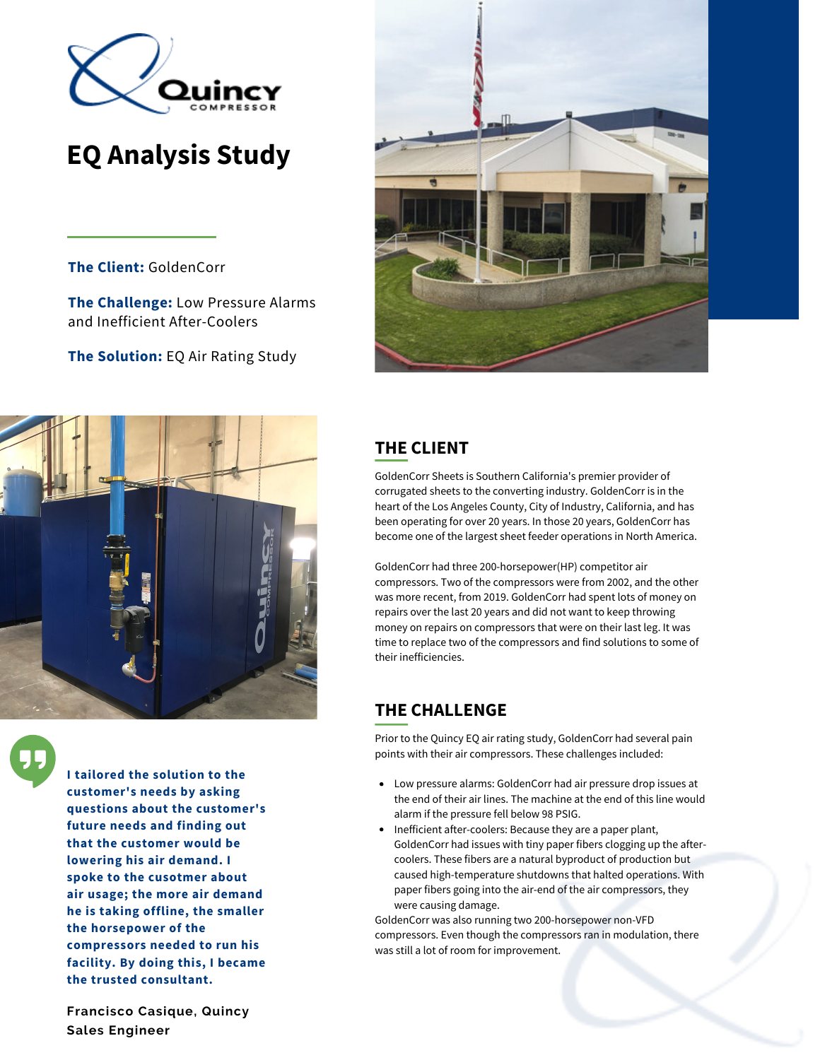# EQ Analysis Study

**The Client:** GoldenCorr

**The Challenge:** Low Pressure Alarms and Inefficient After-Coolers

**The Solution:** EQ Air Rating Study

**I tailored the solution to the customer's needs by asking questions about the customer's future needs and finding out that the customer would be lowering his air demand. I spoke to the customer about air usage; the more air demand he is taking offline, the smaller the horsepower of the compressors needed to run his facility. By doing this, I became the trusted consultant.**

**Francisco Casique, Quincy Sales Engineer**

## THE CLIENT

GoldenCorr Sheets is Southern California's premier provider of corrugated sheets to the converting industry. GoldenCorr is in the heart of the Los Angeles County, City of Industry, California, and has been operating for over 20 years. In those 20 years, GoldenCorr has become one of the largest sheet feeder operations in North America.

GoldenCorr had three 200-horsepower(HP) competitor air compressors. Two of the compressors were from 2002, and the other was more recent, from 2019. GoldenCorr had spent lots of money on repairs over the last 20 years and did not want to keep throwing money on repairs on compressors that were on their last leg. It was time to replace two of the compressors and find solutions to some of their inefficiencies.

## THE CHALLENGE

Prior to the Quincy EQ air rating study, GoldenCorr had several pain points with their air compressors. These challenges included:

- Low pressure alarms: GoldenCorr had air pressure drop issues at the end of their air lines. The machine at the end of this line would alarm if the pressure fell below 98 PSIG.
- Inefficient after-coolers: Because they are a paper plant, GoldenCorr had issues with tiny paper fibers clogging up the after-coolers. These fibers are a natural byproduct of production but caused high-temperature shutdowns that halted operations. With paper fibers going into the air-end of the air compressors, they were causing damage.

GoldenCorr was also running two 200-horsepower non-VFD compressors. Even though the compressors ran in modulation, there was still a lot of room for improvement.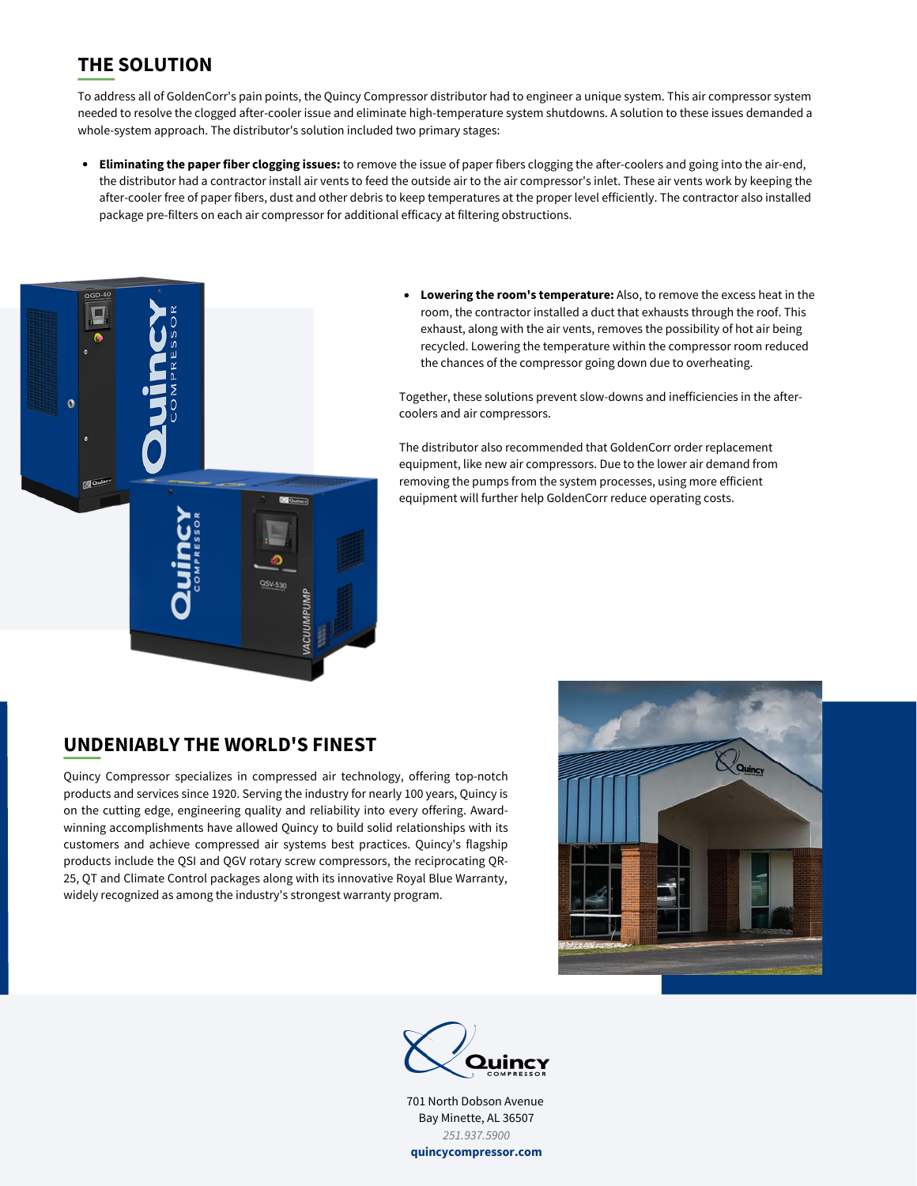## THE SOLUTION

To address all of GoldenCorr's pain points, the Quincy Compressor distributor had to engineer a unique system. This air compressor system needed to resolve the clogged after-cooler issue and eliminate high-temperature system shutdowns. A solution to these issues demanded a whole-system approach. The distributor's solution included two primary stages:

- **Eliminating the paper fiber clogging issues:** to remove the issue of paper fibers clogging the after-coolers and going into the air-end, the distributor had a contractor install air vents to feed the outside air to the air compressor's inlet. These air vents work by keeping the after-cooler free of paper fibers, dust and other debris to keep temperatures at the proper level efficiently. The contractor also installed package pre-filters on each air compressor for additional efficacy at filtering obstructions.
- **Lowering the room's temperature:** Also, to remove the excess heat in the room, the contractor installed a duct that exhausts through the roof. This exhaust, along with the air vents, removes the possibility of hot air being recycled. Lowering the temperature within the compressor room reduced the chances of the compressor going down due to overheating.

Together, these solutions prevent slow-downs and inefficiencies in the after-coolers and air compressors.

The distributor also recommended that GoldenCorr order replacement equipment, like new air compressors. Due to the lower air demand from removing the pumps from the system processes, using more efficient equipment will further help GoldenCorr reduce operating costs.

## UNDENIABLY THE WORLD'S FINEST

Quincy Compressor specializes in compressed air technology, offering top-notch products and services since 1920. Serving the industry for nearly 100 years, Quincy is on the cutting edge, engineering quality and reliability into every offering. Award-winning accomplishments have allowed Quincy to build solid relationships with its customers and achieve compressed air systems best practices. Quincy's flagship products include the QSI and QGV rotary screw compressors, the reciprocating QR-25, QT and Climate Control packages along with its innovative Royal Blue Warranty, widely recognized as among the industry's strongest warranty program.

Quincy COMPRESSOR

701 North Dobson Avenue
Bay Minette, AL 36507
*251.937.5900*
**quincycompressor.com**